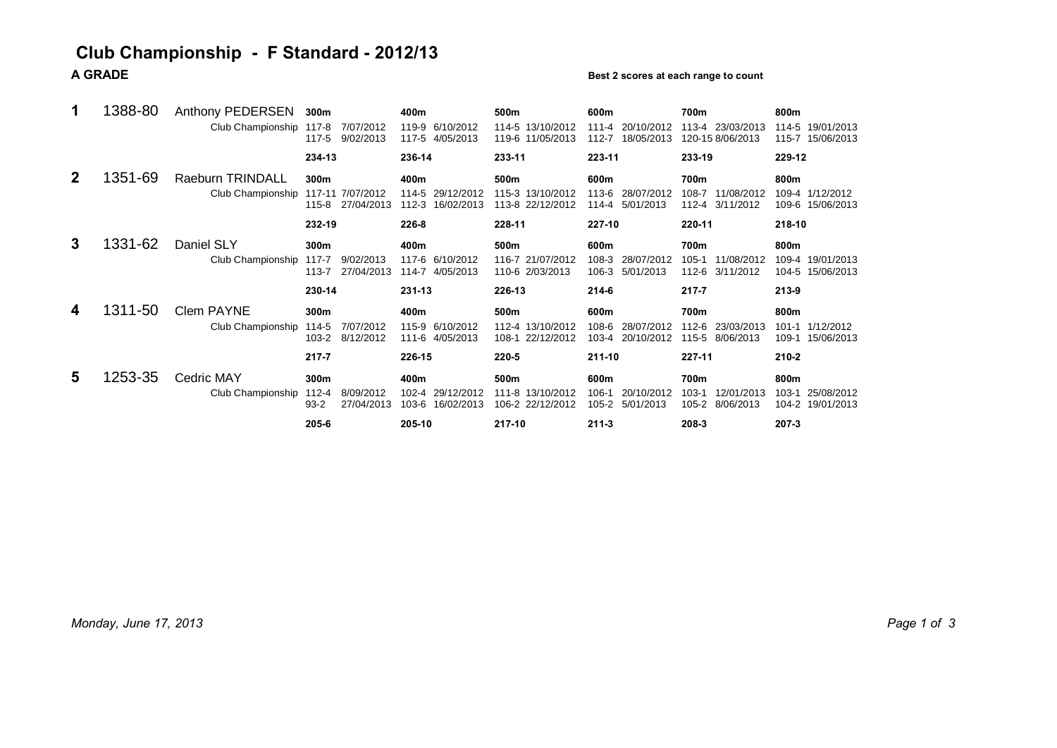# Club Championship - F Standard - 2012/13

**A GRADE**

**Best 2 scores at each range to count**

| | | | 300m | 400m | 500m | 600m | 700m | 800m |
|---|---|---|---|---|---|---|---|---|
| **1** | 1388-80 | Anthony PEDERSEN | | | | | | |
| | | Club Championship | 117-8 7/07/2012<br>117-5 9/02/2013 | 119-9 6/10/2012<br>117-5 4/05/2013 | 114-5 13/10/2012<br>119-6 11/05/2013 | 111-4 20/10/2012<br>112-7 18/05/2013 | 113-4 23/03/2013<br>120-15 8/06/2013 | 114-5 19/01/2013<br>115-7 15/06/2013 |
| | | | **234-13** | **236-14** | **233-11** | **223-11** | **233-19** | **229-12** |
| **2** | 1351-69 | Raeburn TRINDALL | | | | | | |
| | | Club Championship | 117-11 7/07/2012<br>115-8 27/04/2013 | 114-5 29/12/2012<br>112-3 16/02/2013 | 115-3 13/10/2012<br>113-8 22/12/2012 | 113-6 28/07/2012<br>114-4 5/01/2013 | 108-7 11/08/2012<br>112-4 3/11/2012 | 109-4 1/12/2012<br>109-6 15/06/2013 |
| | | | **232-19** | **226-8** | **228-11** | **227-10** | **220-11** | **218-10** |
| **3** | 1331-62 | Daniel SLY | | | | | | |
| | | Club Championship | 117-7 9/02/2013<br>113-7 27/04/2013 | 117-6 6/10/2012<br>114-7 4/05/2013 | 116-7 21/07/2012<br>110-6 2/03/2013 | 108-3 28/07/2012<br>106-3 5/01/2013 | 105-1 11/08/2012<br>112-6 3/11/2012 | 109-4 19/01/2013<br>104-5 15/06/2013 |
| | | | **230-14** | **231-13** | **226-13** | **214-6** | **217-7** | **213-9** |
| **4** | 1311-50 | Clem PAYNE | | | | | | |
| | | Club Championship | 114-5 7/07/2012<br>103-2 8/12/2012 | 115-9 6/10/2012<br>111-6 4/05/2013 | 112-4 13/10/2012<br>108-1 22/12/2012 | 108-6 28/07/2012<br>103-4 20/10/2012 | 112-6 23/03/2013<br>115-5 8/06/2013 | 101-1 1/12/2012<br>109-1 15/06/2013 |
| | | | **217-7** | **226-15** | **220-5** | **211-10** | **227-11** | **210-2** |
| **5** | 1253-35 | Cedric MAY | | | | | | |
| | | Club Championship | 112-4 8/09/2012<br>93-2 27/04/2013 | 102-4 29/12/2012<br>103-6 16/02/2013 | 111-8 13/10/2012<br>106-2 22/12/2012 | 106-1 20/10/2012<br>105-2 5/01/2013 | 103-1 12/01/2013<br>105-2 8/06/2013 | 103-1 25/08/2012<br>104-2 19/01/2013 |
| | | | **205-6** | **205-10** | **217-10** | **211-3** | **208-3** | **207-3** |

*Monday, June 17, 2013*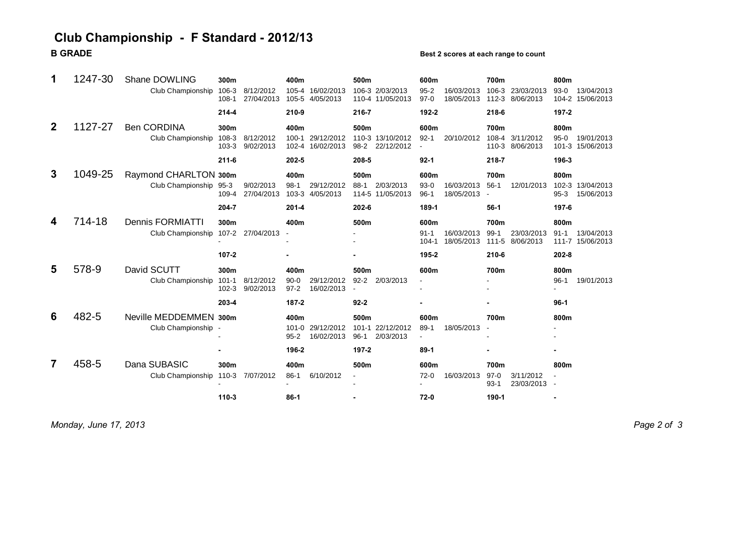# Club Championship - F Standard - 2012/13

## B GRADE

**Best 2 scores at each range to count**

| | | | 300m | | 400m | | 500m | | 600m | | 700m | | 800m | |
|---|---|---|---|---|---|---|---|---|---|---|---|---|---|---|
| **1** | 1247-30 | Shane DOWLING | | | | | | | | | | | | |
| | | Club Championship | 106-3 | 8/12/2012 | 105-4 | 16/02/2013 | 106-3 | 2/03/2013 | 95-2 | 16/03/2013 | 106-3 | 23/03/2013 | 93-0 | 13/04/2013 |
| | | | 108-1 | 27/04/2013 | 105-5 | 4/05/2013 | 110-4 | 11/05/2013 | 97-0 | 18/05/2013 | 112-3 | 8/06/2013 | 104-2 | 15/06/2013 |
| | | | **214-4** | | **210-9** | | **216-7** | | **192-2** | | **218-6** | | **197-2** | |
| **2** | 1127-27 | Ben CORDINA | | | | | | | | | | | | |
| | | Club Championship | 108-3 | 8/12/2012 | 100-1 | 29/12/2012 | 110-3 | 13/10/2012 | 92-1 | 20/10/2012 | 108-4 | 3/11/2012 | 95-0 | 19/01/2013 |
| | | | 103-3 | 9/02/2013 | 102-4 | 16/02/2013 | 98-2 | 22/12/2012 | - | | 110-3 | 8/06/2013 | 101-3 | 15/06/2013 |
| | | | **211-6** | | **202-5** | | **208-5** | | **92-1** | | **218-7** | | **196-3** | |
| **3** | 1049-25 | Raymond CHARLTON | | | | | | | | | | | | |
| | | Club Championship | 95-3 | 9/02/2013 | 98-1 | 29/12/2012 | 88-1 | 2/03/2013 | 93-0 | 16/03/2013 | 56-1 | 12/01/2013 | 102-3 | 13/04/2013 |
| | | | 109-4 | 27/04/2013 | 103-3 | 4/05/2013 | 114-5 | 11/05/2013 | 96-1 | 18/05/2013 | - | | 95-3 | 15/06/2013 |
| | | | **204-7** | | **201-4** | | **202-6** | | **189-1** | | **56-1** | | **197-6** | |
| **4** | 714-18 | Dennis FORMIATTI | | | | | | | | | | | | |
| | | Club Championship | 107-2 | 27/04/2013 | - | | - | | 91-1 | 16/03/2013 | 99-1 | 23/03/2013 | 91-1 | 13/04/2013 |
| | | | - | | - | | - | | 104-1 | 18/05/2013 | 111-5 | 8/06/2013 | 111-7 | 15/06/2013 |
| | | | **107-2** | | **-** | | **-** | | **195-2** | | **210-6** | | **202-8** | |
| **5** | 578-9 | David SCUTT | | | | | | | | | | | | |
| | | Club Championship | 101-1 | 8/12/2012 | 90-0 | 29/12/2012 | 92-2 | 2/03/2013 | - | | - | | 96-1 | 19/01/2013 |
| | | | 102-3 | 9/02/2013 | 97-2 | 16/02/2013 | - | | - | | - | | - | |
| | | | **203-4** | | **187-2** | | **92-2** | | **-** | | **-** | | **96-1** | |
| **6** | 482-5 | Neville MEDDEMMEN | | | | | | | | | | | | |
| | | Club Championship | - | | 101-0 | 29/12/2012 | 101-1 | 22/12/2012 | 89-1 | 18/05/2013 | - | | - | |
| | | | - | | 95-2 | 16/02/2013 | 96-1 | 2/03/2013 | - | | - | | - | |
| | | | **-** | | **196-2** | | **197-2** | | **89-1** | | **-** | | **-** | |
| **7** | 458-5 | Dana SUBASIC | | | | | | | | | | | | |
| | | Club Championship | 110-3 | 7/07/2012 | 86-1 | 6/10/2012 | - | | 72-0 | 16/03/2013 | 97-0 | 3/11/2012 | - | |
| | | | - | | - | | - | | - | | 93-1 | 23/03/2013 | - | |
| | | | **110-3** | | **86-1** | | **-** | | **72-0** | | **190-1** | | **-** | |

*Monday, June 17, 2013*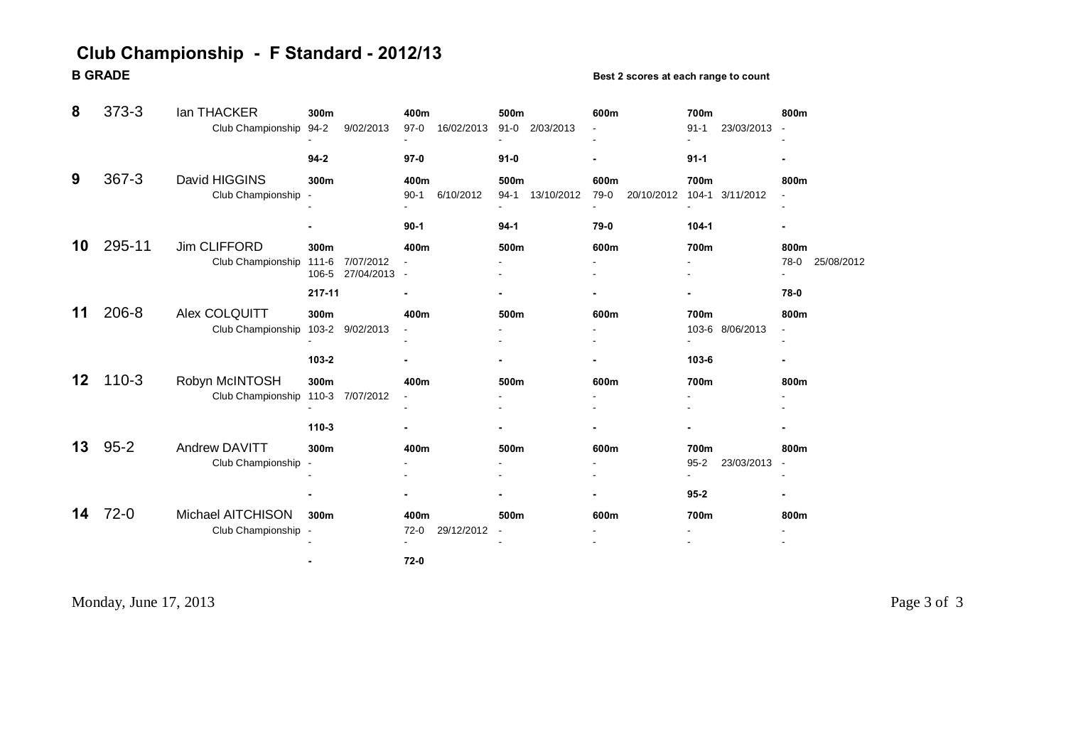# Club Championship - F Standard - 2012/13

## B GRADE

Best 2 scores at each range to count

| Pos | Total | Name / Event | 300m | | 400m | | 500m | | 600m | | 700m | | 800m | |
|---|---|---|---|---|---|---|---|---|---|---|---|---|---|---|
| 8 | 373-3 | Ian THACKER | | | | | | | | | | | | |
| | | Club Championship | 94-2 | 9/02/2013 | 97-0 | 16/02/2013 | 91-0 | 2/03/2013 | - | | 91-1 | 23/03/2013 | - | |
| | | | - | | - | | - | | - | | - | | - | |
| | | | **94-2** | | **97-0** | | **91-0** | | **-** | | **91-1** | | **-** | |
| 9 | 367-3 | David HIGGINS | | | | | | | | | | | | |
| | | Club Championship | - | | 90-1 | 6/10/2012 | 94-1 | 13/10/2012 | 79-0 | 20/10/2012 | 104-1 | 3/11/2012 | - | |
| | | | - | | - | | - | | - | | - | | - | |
| | | | **-** | | **90-1** | | **94-1** | | **79-0** | | **104-1** | | **-** | |
| 10 | 295-11 | Jim CLIFFORD | | | | | | | | | | | | |
| | | Club Championship | 111-6 | 7/07/2012 | - | | - | | - | | - | | 78-0 | 25/08/2012 |
| | | | 106-5 | 27/04/2013 | - | | - | | - | | - | | - | |
| | | | **217-11** | | **-** | | **-** | | **-** | | **-** | | **78-0** | |
| 11 | 206-8 | Alex COLQUITT | | | | | | | | | | | | |
| | | Club Championship | 103-2 | 9/02/2013 | - | | - | | - | | 103-6 | 8/06/2013 | - | |
| | | | - | | - | | - | | - | | - | | - | |
| | | | **103-2** | | **-** | | **-** | | **-** | | **103-6** | | **-** | |
| 12 | 110-3 | Robyn McINTOSH | | | | | | | | | | | | |
| | | Club Championship | 110-3 | 7/07/2012 | - | | - | | - | | - | | - | |
| | | | - | | - | | - | | - | | - | | - | |
| | | | **110-3** | | **-** | | **-** | | **-** | | **-** | | **-** | |
| 13 | 95-2 | Andrew DAVITT | | | | | | | | | | | | |
| | | Club Championship | - | | - | | - | | - | | 95-2 | 23/03/2013 | - | |
| | | | - | | - | | - | | - | | - | | - | |
| | | | **-** | | **-** | | **-** | | **-** | | **95-2** | | **-** | |
| 14 | 72-0 | Michael AITCHISON | | | | | | | | | | | | |
| | | Club Championship | - | | 72-0 | 29/12/2012 | - | | - | | - | | - | |
| | | | - | | - | | - | | - | | - | | - | |
| | | | **-** | | **72-0** | | | | | | | | | |

Monday, June 17, 2013